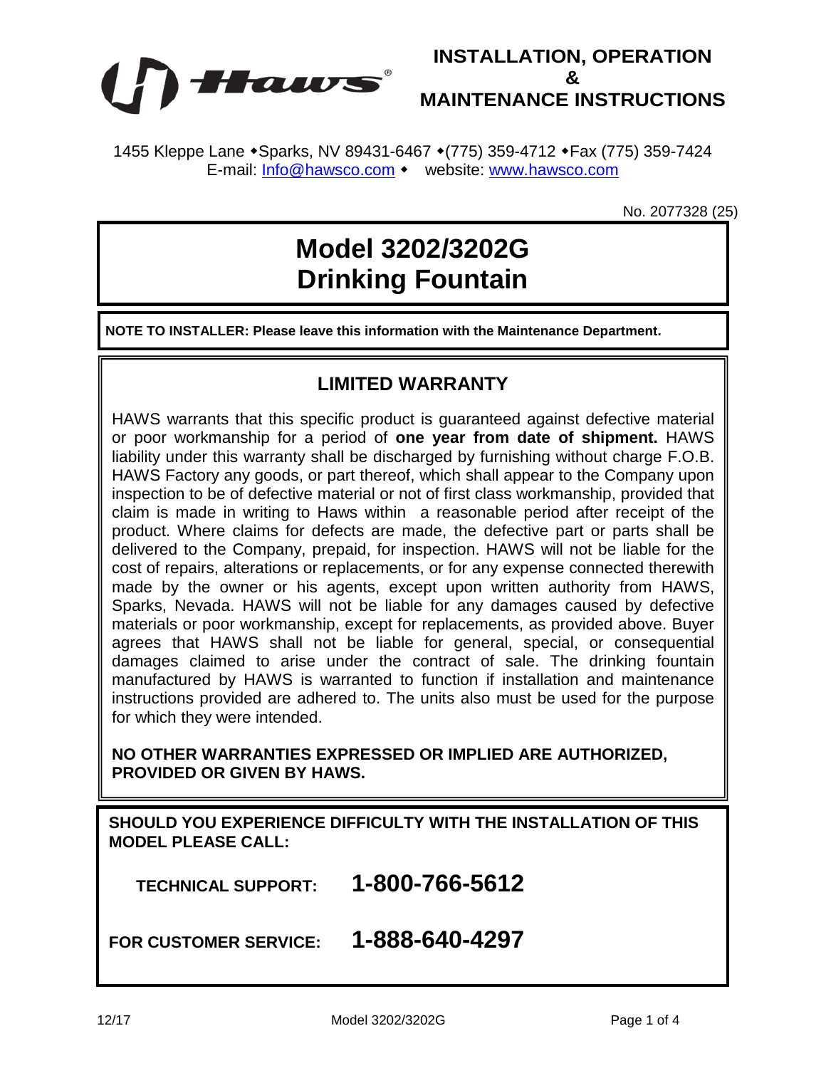Haws®

# INSTALLATION, OPERATION & MAINTENANCE INSTRUCTIONS

1455 Kleppe Lane ◆Sparks, NV 89431-6467 ◆(775) 359-4712 ◆Fax (775) 359-7424
E-mail: Info@hawsco.com ◆ website: www.hawsco.com

No. 2077328 (25)

# Model 3202/3202G Drinking Fountain

**NOTE TO INSTALLER: Please leave this information with the Maintenance Department.**

## LIMITED WARRANTY

HAWS warrants that this specific product is guaranteed against defective material or poor workmanship for a period of **one year from date of shipment.** HAWS liability under this warranty shall be discharged by furnishing without charge F.O.B. HAWS Factory any goods, or part thereof, which shall appear to the Company upon inspection to be of defective material or not of first class workmanship, provided that claim is made in writing to Haws within a reasonable period after receipt of the product. Where claims for defects are made, the defective part or parts shall be delivered to the Company, prepaid, for inspection. HAWS will not be liable for the cost of repairs, alterations or replacements, or for any expense connected therewith made by the owner or his agents, except upon written authority from HAWS, Sparks, Nevada. HAWS will not be liable for any damages caused by defective materials or poor workmanship, except for replacements, as provided above. Buyer agrees that HAWS shall not be liable for general, special, or consequential damages claimed to arise under the contract of sale. The drinking fountain manufactured by HAWS is warranted to function if installation and maintenance instructions provided are adhered to. The units also must be used for the purpose for which they were intended.

**NO OTHER WARRANTIES EXPRESSED OR IMPLIED ARE AUTHORIZED, PROVIDED OR GIVEN BY HAWS.**

**SHOULD YOU EXPERIENCE DIFFICULTY WITH THE INSTALLATION OF THIS MODEL PLEASE CALL:**

**TECHNICAL SUPPORT: 1-800-766-5612**

**FOR CUSTOMER SERVICE: 1-888-640-4297**

12/17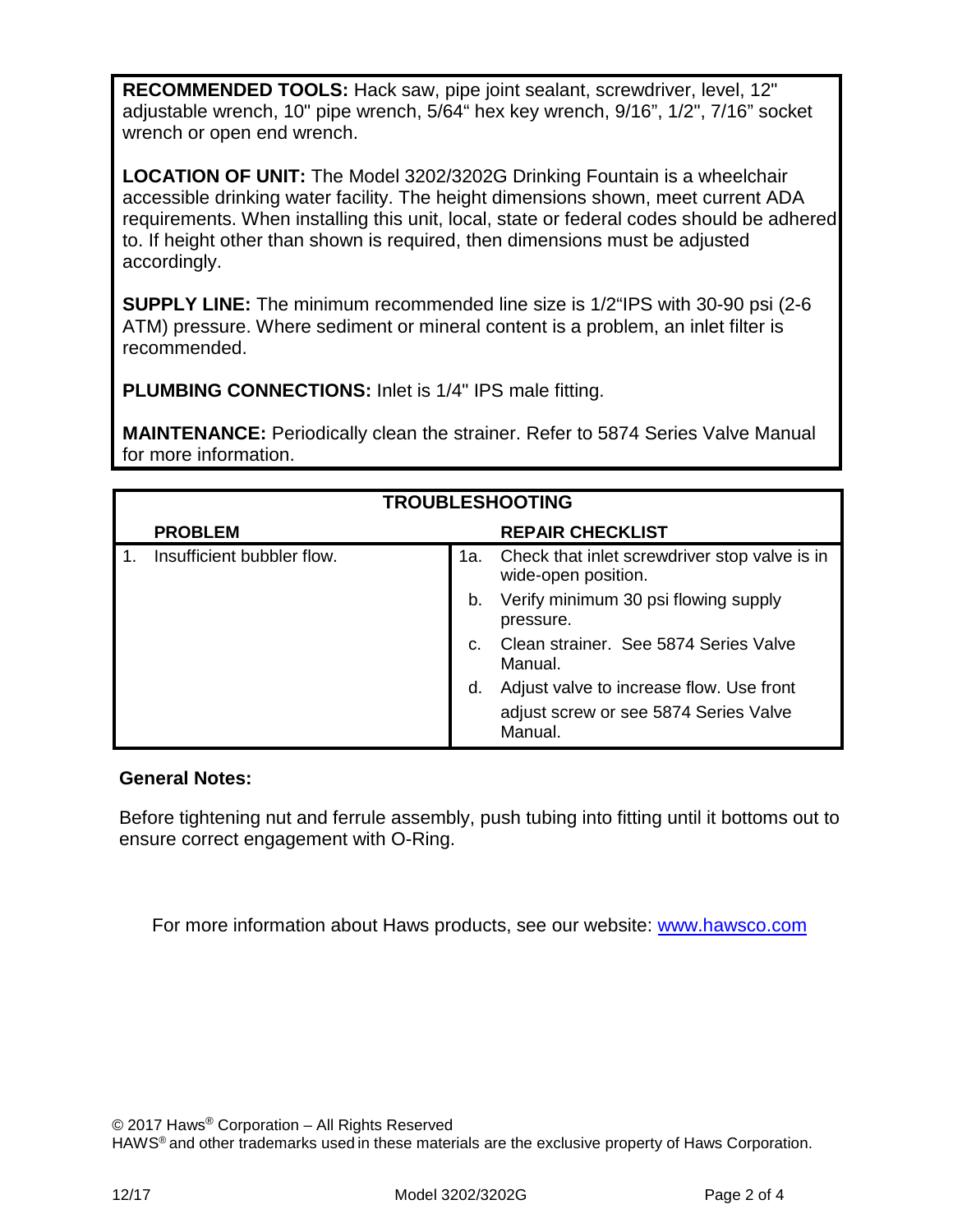**RECOMMENDED TOOLS:** Hack saw, pipe joint sealant, screwdriver, level, 12" adjustable wrench, 10" pipe wrench, 5/64" hex key wrench, 9/16", 1/2", 7/16" socket wrench or open end wrench.

**LOCATION OF UNIT:** The Model 3202/3202G Drinking Fountain is a wheelchair accessible drinking water facility. The height dimensions shown, meet current ADA requirements. When installing this unit, local, state or federal codes should be adhered to. If height other than shown is required, then dimensions must be adjusted accordingly.

**SUPPLY LINE:** The minimum recommended line size is 1/2"IPS with 30-90 psi (2-6 ATM) pressure. Where sediment or mineral content is a problem, an inlet filter is recommended.

**PLUMBING CONNECTIONS:** Inlet is 1/4" IPS male fitting.

**MAINTENANCE:** Periodically clean the strainer. Refer to 5874 Series Valve Manual for more information.

## TROUBLESHOOTING

| PROBLEM | REPAIR CHECKLIST |
|---|---|
| 1. Insufficient bubbler flow. | 1a. Check that inlet screwdriver stop valve is in wide-open position. |
| | b. Verify minimum 30 psi flowing supply pressure. |
| | c. Clean strainer. See 5874 Series Valve Manual. |
| | d. Adjust valve to increase flow. Use front adjust screw or see 5874 Series Valve Manual. |

**General Notes:**

Before tightening nut and ferrule assembly, push tubing into fitting until it bottoms out to ensure correct engagement with O-Ring.

For more information about Haws products, see our website: www.hawsco.com

© 2017 Haws® Corporation – All Rights Reserved
HAWS® and other trademarks used in these materials are the exclusive property of Haws Corporation.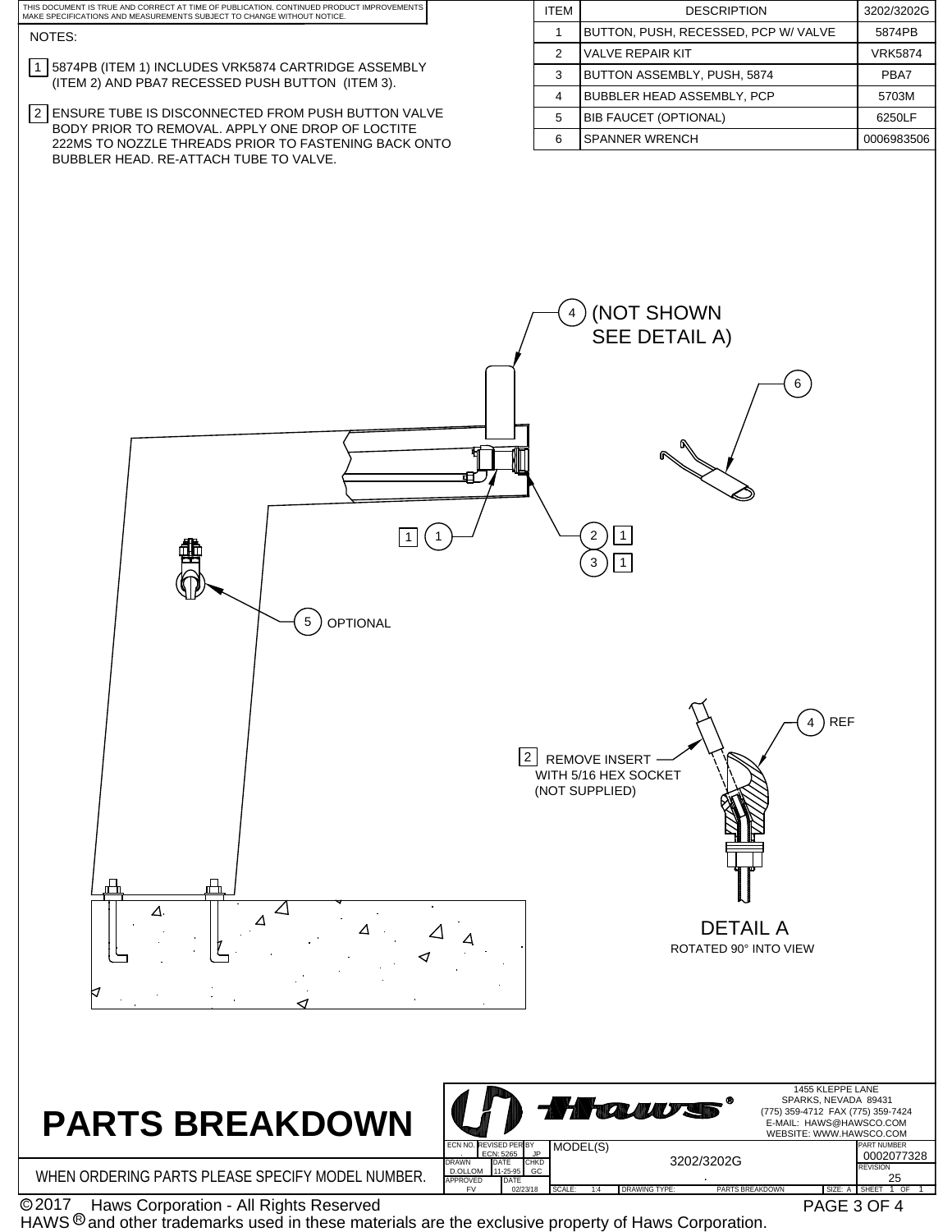THIS DOCUMENT IS TRUE AND CORRECT AT TIME OF PUBLICATION. CONTINUED PRODUCT IMPROVEMENTS MAKE SPECIFICATIONS AND MEASUREMENTS SUBJECT TO CHANGE WITHOUT NOTICE.

NOTES:

1. 5874PB (ITEM 1) INCLUDES VRK5874 CARTRIDGE ASSEMBLY (ITEM 2) AND PBA7 RECESSED PUSH BUTTON (ITEM 3).
2. ENSURE TUBE IS DISCONNECTED FROM PUSH BUTTON VALVE BODY PRIOR TO REMOVAL. APPLY ONE DROP OF LOCTITE 222MS TO NOZZLE THREADS PRIOR TO FASTENING BACK ONTO BUBBLER HEAD. RE-ATTACH TUBE TO VALVE.

| ITEM | DESCRIPTION | 3202/3202G |
|---|---|---|
| 1 | BUTTON, PUSH, RECESSED, PCP W/ VALVE | 5874PB |
| 2 | VALVE REPAIR KIT | VRK5874 |
| 3 | BUTTON ASSEMBLY, PUSH, 5874 | PBA7 |
| 4 | BUBBLER HEAD ASSEMBLY, PCP | 5703M |
| 5 | BIB FAUCET (OPTIONAL) | 6250LF |
| 6 | SPANNER WRENCH | 0006983506 |

4 (NOT SHOWN SEE DETAIL A)

6

1 1

2 1

3 1

5 OPTIONAL

4 REF

2 REMOVE INSERT WITH 5/16 HEX SOCKET (NOT SUPPLIED)

DETAIL A
ROTATED 90° INTO VIEW

# PARTS BREAKDOWN

WHEN ORDERING PARTS PLEASE SPECIFY MODEL NUMBER.

Haws®

1455 KLEPPE LANE
SPARKS, NEVADA 89431
(775) 359-4712 FAX (775) 359-7424
E-MAIL: HAWS@HAWSCO.COM
WEBSITE: WWW.HAWSCO.COM

| ECN NO. | REVISED PER | BY | MODEL(S) | PART NUMBER |
|---|---|---|---|---|
| . | ECN: 5265 | JP | 3202/3202G | 0002077328 |
| DRAWN D.OLLOM | DATE 11-25-95 | CHKD GC | | REVISION 25 |
| APPROVED FV | DATE 02/23/18 | | SCALE: 1:4 DRAWING TYPE: PARTS BREAKDOWN SIZE: A | SHEET 1 OF 1 |

© 2017 Haws Corporation - All Rights Reserved
HAWS ® and other trademarks used in these materials are the exclusive property of Haws Corporation.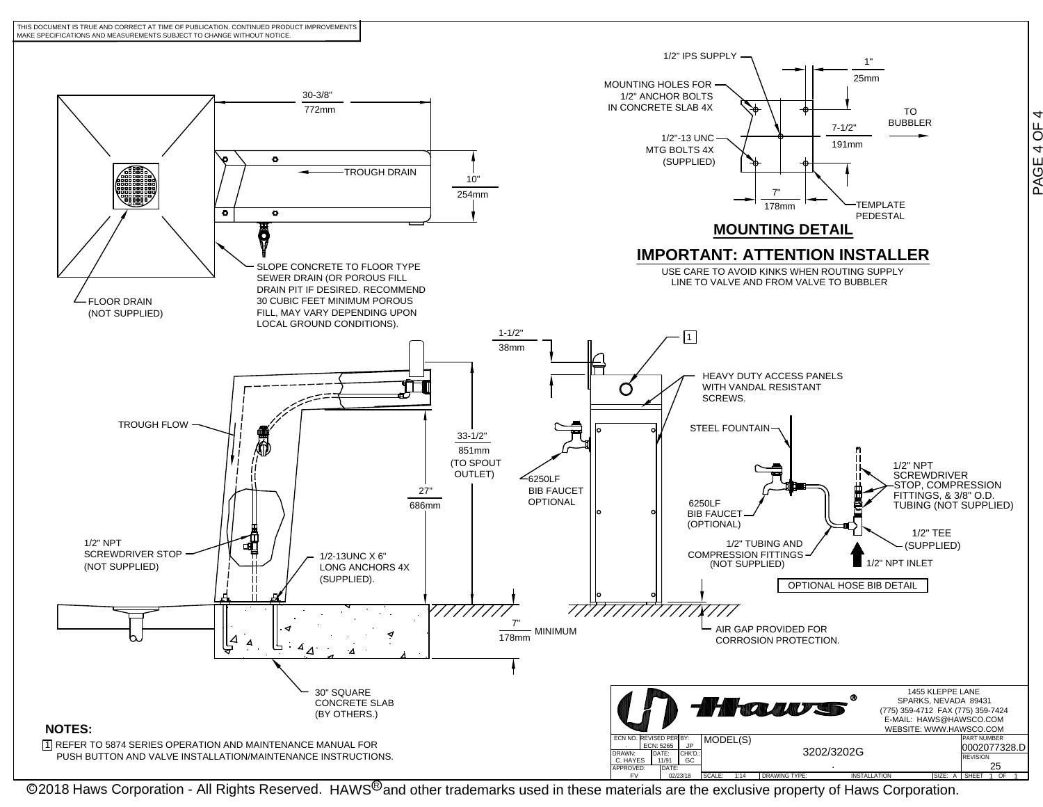THIS DOCUMENT IS TRUE AND CORRECT AT TIME OF PUBLICATION. CONTINUED PRODUCT IMPROVEMENTS MAKE SPECIFICATIONS AND MEASUREMENTS SUBJECT TO CHANGE WITHOUT NOTICE.

30-3/8"
772mm

TROUGH DRAIN

10"
254mm

SLOPE CONCRETE TO FLOOR TYPE SEWER DRAIN (OR POROUS FILL DRAIN PIT IF DESIRED. RECOMMEND 30 CUBIC FEET MINIMUM POROUS FILL, MAY VARY DEPENDING UPON LOCAL GROUND CONDITIONS).

FLOOR DRAIN
(NOT SUPPLIED)

1/2" IPS SUPPLY

1"
25mm

MOUNTING HOLES FOR 1/2" ANCHOR BOLTS IN CONCRETE SLAB 4X

TO BUBBLER

7-1/2"
191mm

1/2"-13 UNC MTG BOLTS 4X (SUPPLIED)

7"
178mm

TEMPLATE PEDESTAL

## MOUNTING DETAIL

## IMPORTANT: ATTENTION INSTALLER

USE CARE TO AVOID KINKS WHEN ROUTING SUPPLY LINE TO VALVE AND FROM VALVE TO BUBBLER

1-1/2"
38mm

1

HEAVY DUTY ACCESS PANELS WITH VANDAL RESISTANT SCREWS.

TROUGH FLOW

33-1/2"
851mm
(TO SPOUT OUTLET)

27"
686mm

6250LF BIB FAUCET OPTIONAL

STEEL FOUNTAIN

6250LF BIB FAUCET (OPTIONAL)

1/2" NPT SCREWDRIVER STOP, COMPRESSION FITTINGS, & 3/8" O.D. TUBING (NOT SUPPLIED)

1/2" TEE (SUPPLIED)

1/2" TUBING AND COMPRESSION FITTINGS (NOT SUPPLIED)

1/2" NPT INLET

OPTIONAL HOSE BIB DETAIL

1/2" NPT SCREWDRIVER STOP (NOT SUPPLIED)

1/2-13UNC X 6" LONG ANCHORS 4X (SUPPLIED).

7"
178mm MINIMUM

AIR GAP PROVIDED FOR CORROSION PROTECTION.

30" SQUARE CONCRETE SLAB (BY OTHERS.)

**NOTES:**

1 REFER TO 5874 SERIES OPERATION AND MAINTENANCE MANUAL FOR PUSH BUTTON AND VALVE INSTALLATION/MAINTENANCE INSTRUCTIONS.

Haws®

1455 KLEPPE LANE
SPARKS, NEVADA 89431
(775) 359-4712 FAX (775) 359-7424
E-MAIL: HAWS@HAWSCO.COM
WEBSITE: WWW.HAWSCO.COM

| | | | | | |
|---|---|---|---|---|---|
| ECN NO. . | REVISED PER ECN: 5265 | BY: JP | MODEL(S) 3202/3202G . | | PART NUMBER 0002077328.D |
| DRAWN: C. HAYES | DATE: 11/91 | CHK'D.: GC | | | REVISION 25 |
| APPROVED: FV | DATE: 02/23/18 | | SCALE: 1:14 | DRAWING TYPE: INSTALLATION | SIZE: A SHEET 1 OF 1 |

©2018 Haws Corporation - All Rights Reserved. HAWS® and other trademarks used in these materials are the exclusive property of Haws Corporation.